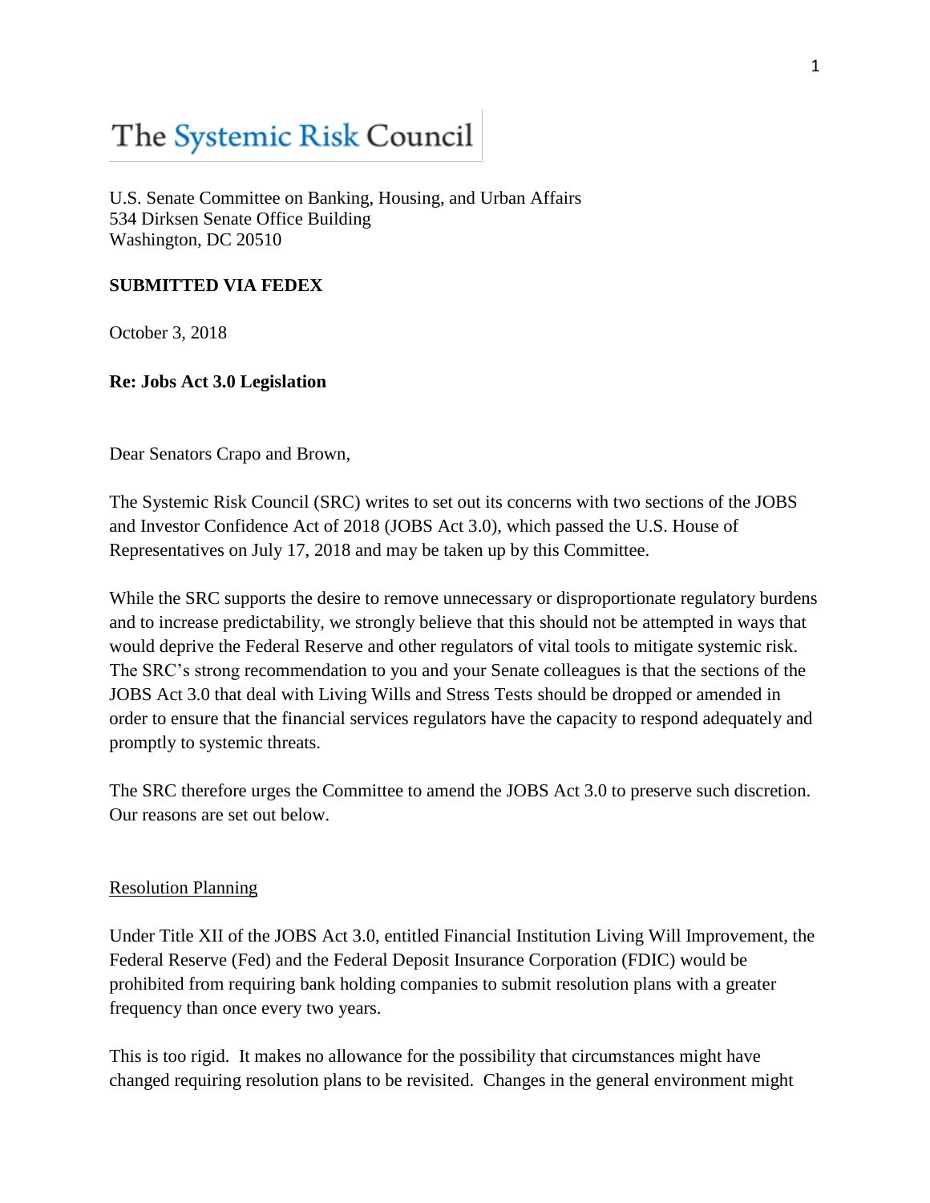# The Systemic Risk Council

U.S. Senate Committee on Banking, Housing, and Urban Affairs
534 Dirksen Senate Office Building
Washington, DC 20510

**SUBMITTED VIA FEDEX**

October 3, 2018

**Re: Jobs Act 3.0 Legislation**

Dear Senators Crapo and Brown,

The Systemic Risk Council (SRC) writes to set out its concerns with two sections of the JOBS and Investor Confidence Act of 2018 (JOBS Act 3.0), which passed the U.S. House of Representatives on July 17, 2018 and may be taken up by this Committee.

While the SRC supports the desire to remove unnecessary or disproportionate regulatory burdens and to increase predictability, we strongly believe that this should not be attempted in ways that would deprive the Federal Reserve and other regulators of vital tools to mitigate systemic risk. The SRC's strong recommendation to you and your Senate colleagues is that the sections of the JOBS Act 3.0 that deal with Living Wills and Stress Tests should be dropped or amended in order to ensure that the financial services regulators have the capacity to respond adequately and promptly to systemic threats.

The SRC therefore urges the Committee to amend the JOBS Act 3.0 to preserve such discretion. Our reasons are set out below.

<u>Resolution Planning</u>

Under Title XII of the JOBS Act 3.0, entitled Financial Institution Living Will Improvement, the Federal Reserve (Fed) and the Federal Deposit Insurance Corporation (FDIC) would be prohibited from requiring bank holding companies to submit resolution plans with a greater frequency than once every two years.

This is too rigid. It makes no allowance for the possibility that circumstances might have changed requiring resolution plans to be revisited. Changes in the general environment might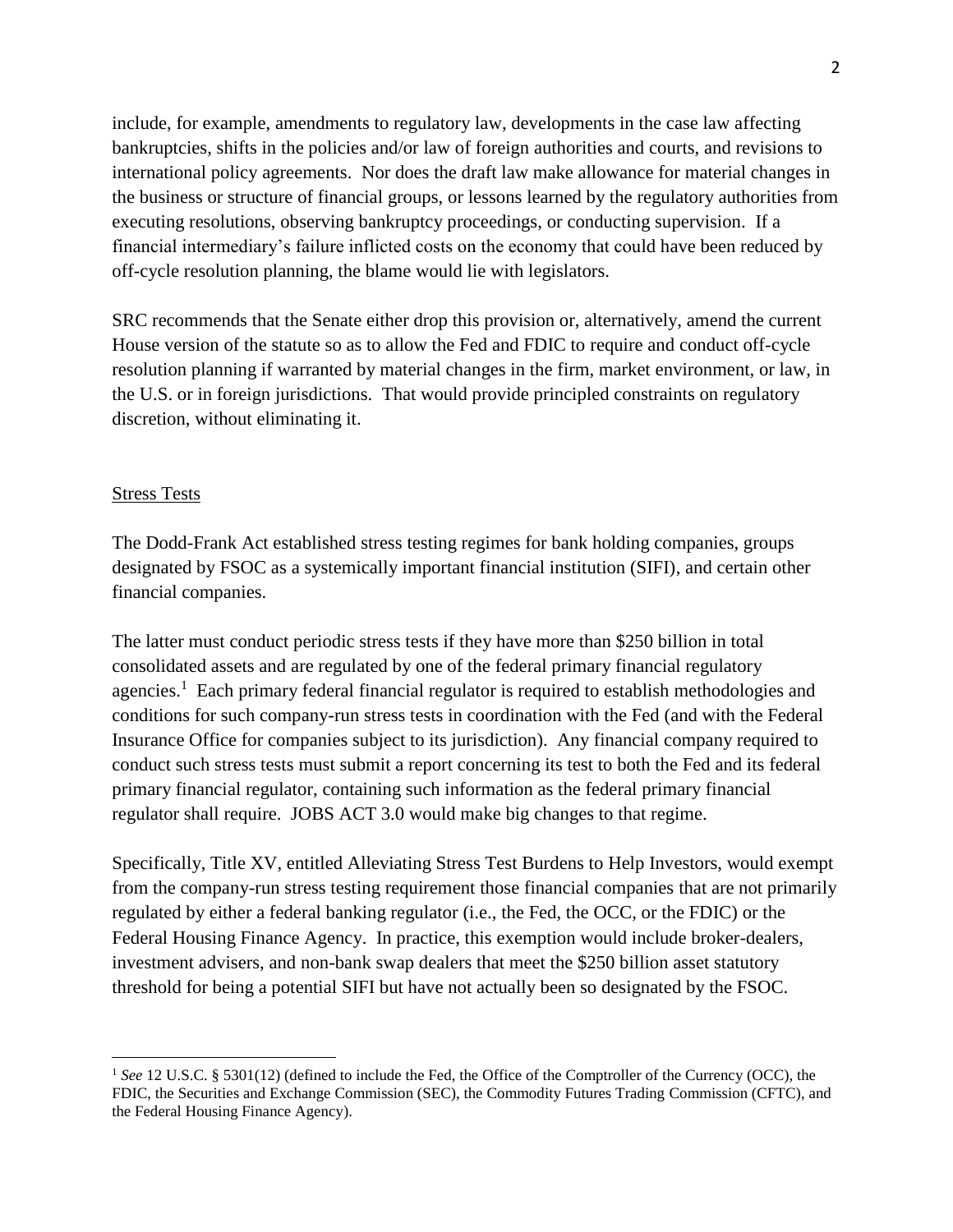include, for example, amendments to regulatory law, developments in the case law affecting bankruptcies, shifts in the policies and/or law of foreign authorities and courts, and revisions to international policy agreements. Nor does the draft law make allowance for material changes in the business or structure of financial groups, or lessons learned by the regulatory authorities from executing resolutions, observing bankruptcy proceedings, or conducting supervision. If a financial intermediary's failure inflicted costs on the economy that could have been reduced by off-cycle resolution planning, the blame would lie with legislators.

SRC recommends that the Senate either drop this provision or, alternatively, amend the current House version of the statute so as to allow the Fed and FDIC to require and conduct off-cycle resolution planning if warranted by material changes in the firm, market environment, or law, in the U.S. or in foreign jurisdictions. That would provide principled constraints on regulatory discretion, without eliminating it.

## Stress Tests

The Dodd-Frank Act established stress testing regimes for bank holding companies, groups designated by FSOC as a systemically important financial institution (SIFI), and certain other financial companies.

The latter must conduct periodic stress tests if they have more than $250 billion in total consolidated assets and are regulated by one of the federal primary financial regulatory agencies.[1] Each primary federal financial regulator is required to establish methodologies and conditions for such company-run stress tests in coordination with the Fed (and with the Federal Insurance Office for companies subject to its jurisdiction). Any financial company required to conduct such stress tests must submit a report concerning its test to both the Fed and its federal primary financial regulator, containing such information as the federal primary financial regulator shall require. JOBS ACT 3.0 would make big changes to that regime.

Specifically, Title XV, entitled Alleviating Stress Test Burdens to Help Investors, would exempt from the company-run stress testing requirement those financial companies that are not primarily regulated by either a federal banking regulator (i.e., the Fed, the OCC, or the FDIC) or the Federal Housing Finance Agency. In practice, this exemption would include broker-dealers, investment advisers, and non-bank swap dealers that meet the $250 billion asset statutory threshold for being a potential SIFI but have not actually been so designated by the FSOC.

---

[1] *See* 12 U.S.C. § 5301(12) (defined to include the Fed, the Office of the Comptroller of the Currency (OCC), the FDIC, the Securities and Exchange Commission (SEC), the Commodity Futures Trading Commission (CFTC), and the Federal Housing Finance Agency).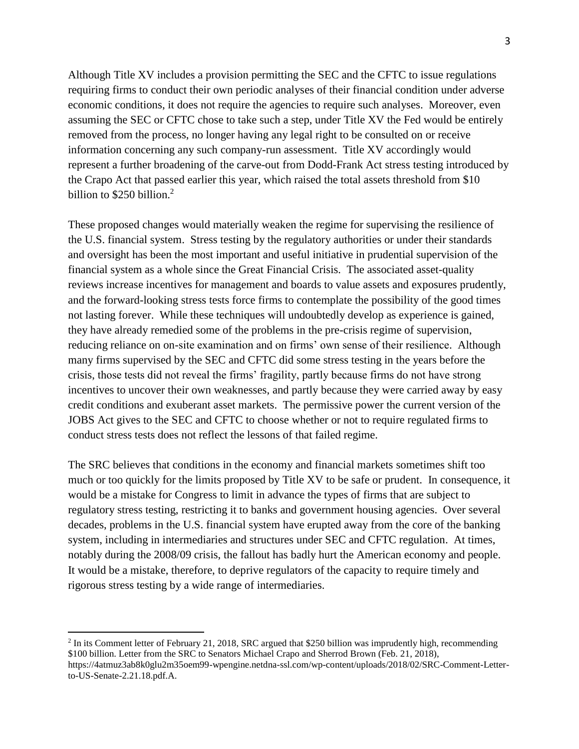Although Title XV includes a provision permitting the SEC and the CFTC to issue regulations requiring firms to conduct their own periodic analyses of their financial condition under adverse economic conditions, it does not require the agencies to require such analyses. Moreover, even assuming the SEC or CFTC chose to take such a step, under Title XV the Fed would be entirely removed from the process, no longer having any legal right to be consulted on or receive information concerning any such company-run assessment. Title XV accordingly would represent a further broadening of the carve-out from Dodd-Frank Act stress testing introduced by the Crapo Act that passed earlier this year, which raised the total assets threshold from $10 billion to $250 billion.[2]

These proposed changes would materially weaken the regime for supervising the resilience of the U.S. financial system. Stress testing by the regulatory authorities or under their standards and oversight has been the most important and useful initiative in prudential supervision of the financial system as a whole since the Great Financial Crisis. The associated asset-quality reviews increase incentives for management and boards to value assets and exposures prudently, and the forward-looking stress tests force firms to contemplate the possibility of the good times not lasting forever. While these techniques will undoubtedly develop as experience is gained, they have already remedied some of the problems in the pre-crisis regime of supervision, reducing reliance on on-site examination and on firms' own sense of their resilience. Although many firms supervised by the SEC and CFTC did some stress testing in the years before the crisis, those tests did not reveal the firms' fragility, partly because firms do not have strong incentives to uncover their own weaknesses, and partly because they were carried away by easy credit conditions and exuberant asset markets. The permissive power the current version of the JOBS Act gives to the SEC and CFTC to choose whether or not to require regulated firms to conduct stress tests does not reflect the lessons of that failed regime.

The SRC believes that conditions in the economy and financial markets sometimes shift too much or too quickly for the limits proposed by Title XV to be safe or prudent. In consequence, it would be a mistake for Congress to limit in advance the types of firms that are subject to regulatory stress testing, restricting it to banks and government housing agencies. Over several decades, problems in the U.S. financial system have erupted away from the core of the banking system, including in intermediaries and structures under SEC and CFTC regulation. At times, notably during the 2008/09 crisis, the fallout has badly hurt the American economy and people. It would be a mistake, therefore, to deprive regulators of the capacity to require timely and rigorous stress testing by a wide range of intermediaries.

---

[2] In its Comment letter of February 21, 2018, SRC argued that $250 billion was imprudently high, recommending $100 billion. Letter from the SRC to Senators Michael Crapo and Sherrod Brown (Feb. 21, 2018), https://4atmuz3ab8k0glu2m35oem99-wpengine.netdna-ssl.com/wp-content/uploads/2018/02/SRC-Comment-Letter-to-US-Senate-2.21.18.pdf.A.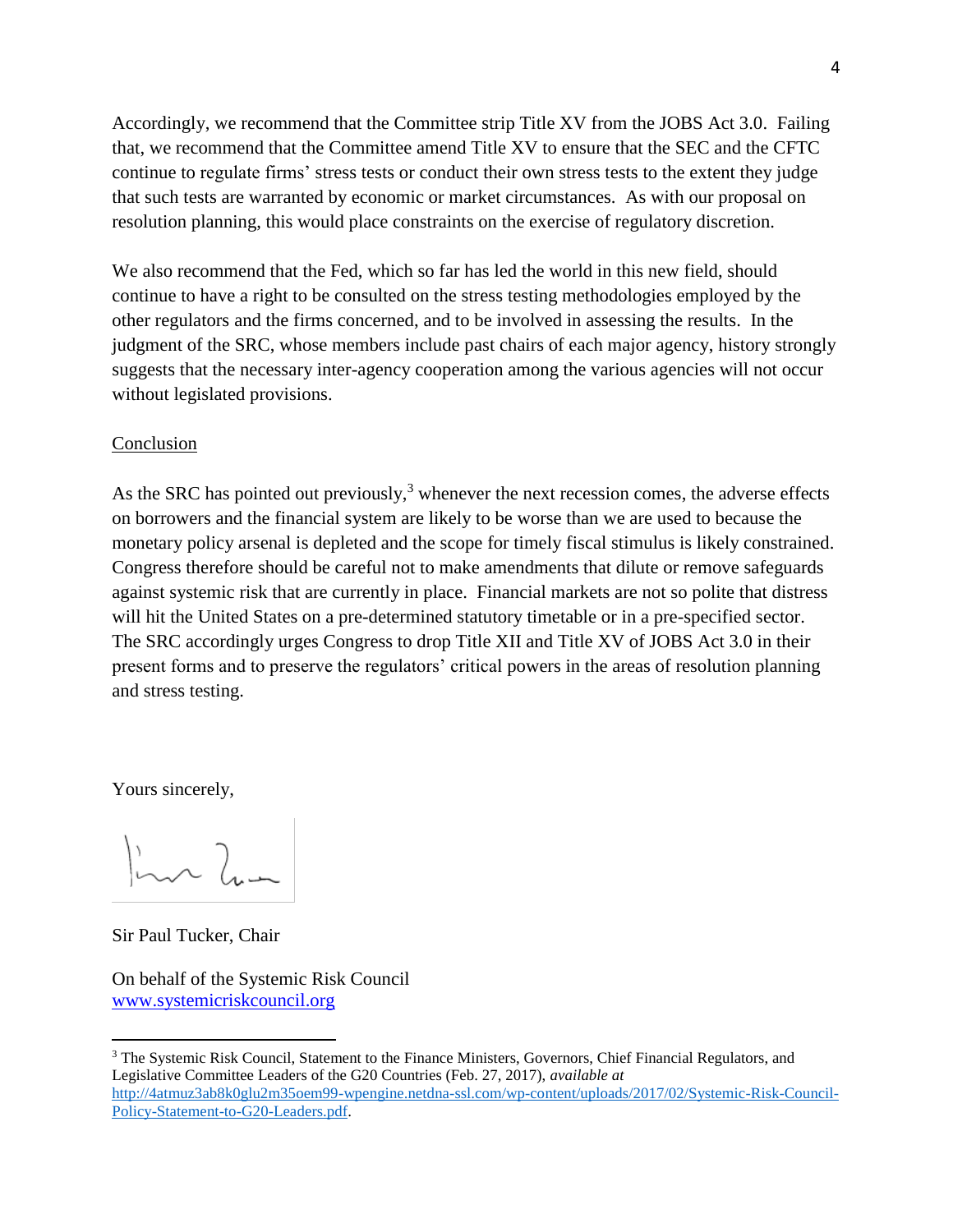Accordingly, we recommend that the Committee strip Title XV from the JOBS Act 3.0. Failing that, we recommend that the Committee amend Title XV to ensure that the SEC and the CFTC continue to regulate firms' stress tests or conduct their own stress tests to the extent they judge that such tests are warranted by economic or market circumstances. As with our proposal on resolution planning, this would place constraints on the exercise of regulatory discretion.

We also recommend that the Fed, which so far has led the world in this new field, should continue to have a right to be consulted on the stress testing methodologies employed by the other regulators and the firms concerned, and to be involved in assessing the results. In the judgment of the SRC, whose members include past chairs of each major agency, history strongly suggests that the necessary inter-agency cooperation among the various agencies will not occur without legislated provisions.

Conclusion

As the SRC has pointed out previously,[3] whenever the next recession comes, the adverse effects on borrowers and the financial system are likely to be worse than we are used to because the monetary policy arsenal is depleted and the scope for timely fiscal stimulus is likely constrained. Congress therefore should be careful not to make amendments that dilute or remove safeguards against systemic risk that are currently in place. Financial markets are not so polite that distress will hit the United States on a pre-determined statutory timetable or in a pre-specified sector. The SRC accordingly urges Congress to drop Title XII and Title XV of JOBS Act 3.0 in their present forms and to preserve the regulators' critical powers in the areas of resolution planning and stress testing.

Yours sincerely,

Sir Paul Tucker, Chair

On behalf of the Systemic Risk Council
www.systemicriskcouncil.org

[3] The Systemic Risk Council, Statement to the Finance Ministers, Governors, Chief Financial Regulators, and Legislative Committee Leaders of the G20 Countries (Feb. 27, 2017), *available at* http://4atmuz3ab8k0glu2m35oem99-wpengine.netdna-ssl.com/wp-content/uploads/2017/02/Systemic-Risk-Council-Policy-Statement-to-G20-Leaders.pdf.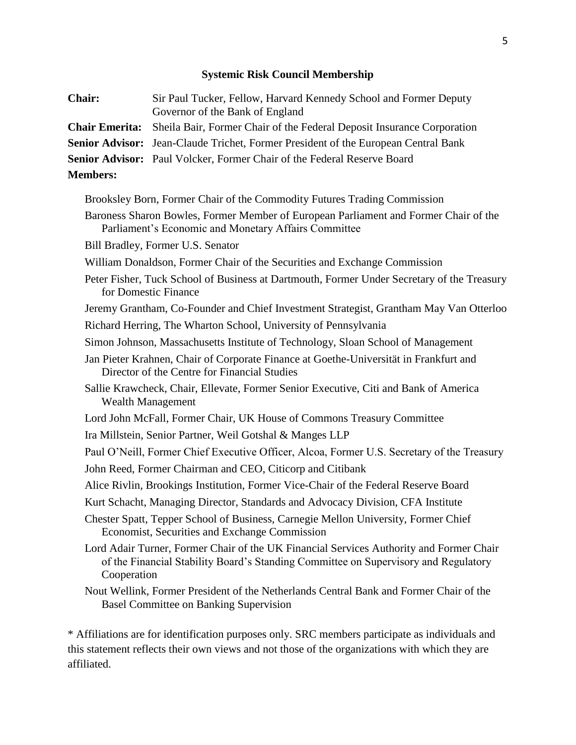## Systemic Risk Council Membership

**Chair:** Sir Paul Tucker, Fellow, Harvard Kennedy School and Former Deputy Governor of the Bank of England

**Chair Emerita:** Sheila Bair, Former Chair of the Federal Deposit Insurance Corporation

**Senior Advisor:** Jean-Claude Trichet, Former President of the European Central Bank

**Senior Advisor:** Paul Volcker, Former Chair of the Federal Reserve Board

**Members:**

Brooksley Born, Former Chair of the Commodity Futures Trading Commission

Baroness Sharon Bowles, Former Member of European Parliament and Former Chair of the Parliament's Economic and Monetary Affairs Committee

Bill Bradley, Former U.S. Senator

William Donaldson, Former Chair of the Securities and Exchange Commission

Peter Fisher, Tuck School of Business at Dartmouth, Former Under Secretary of the Treasury for Domestic Finance

Jeremy Grantham, Co-Founder and Chief Investment Strategist, Grantham May Van Otterloo

Richard Herring, The Wharton School, University of Pennsylvania

Simon Johnson, Massachusetts Institute of Technology, Sloan School of Management

Jan Pieter Krahnen, Chair of Corporate Finance at Goethe-Universität in Frankfurt and Director of the Centre for Financial Studies

Sallie Krawcheck, Chair, Ellevate, Former Senior Executive, Citi and Bank of America Wealth Management

Lord John McFall, Former Chair, UK House of Commons Treasury Committee

Ira Millstein, Senior Partner, Weil Gotshal & Manges LLP

Paul O'Neill, Former Chief Executive Officer, Alcoa, Former U.S. Secretary of the Treasury

John Reed, Former Chairman and CEO, Citicorp and Citibank

Alice Rivlin, Brookings Institution, Former Vice-Chair of the Federal Reserve Board

Kurt Schacht, Managing Director, Standards and Advocacy Division, CFA Institute

Chester Spatt, Tepper School of Business, Carnegie Mellon University, Former Chief Economist, Securities and Exchange Commission

Lord Adair Turner, Former Chair of the UK Financial Services Authority and Former Chair of the Financial Stability Board's Standing Committee on Supervisory and Regulatory Cooperation

Nout Wellink, Former President of the Netherlands Central Bank and Former Chair of the Basel Committee on Banking Supervision

\* Affiliations are for identification purposes only. SRC members participate as individuals and this statement reflects their own views and not those of the organizations with which they are affiliated.